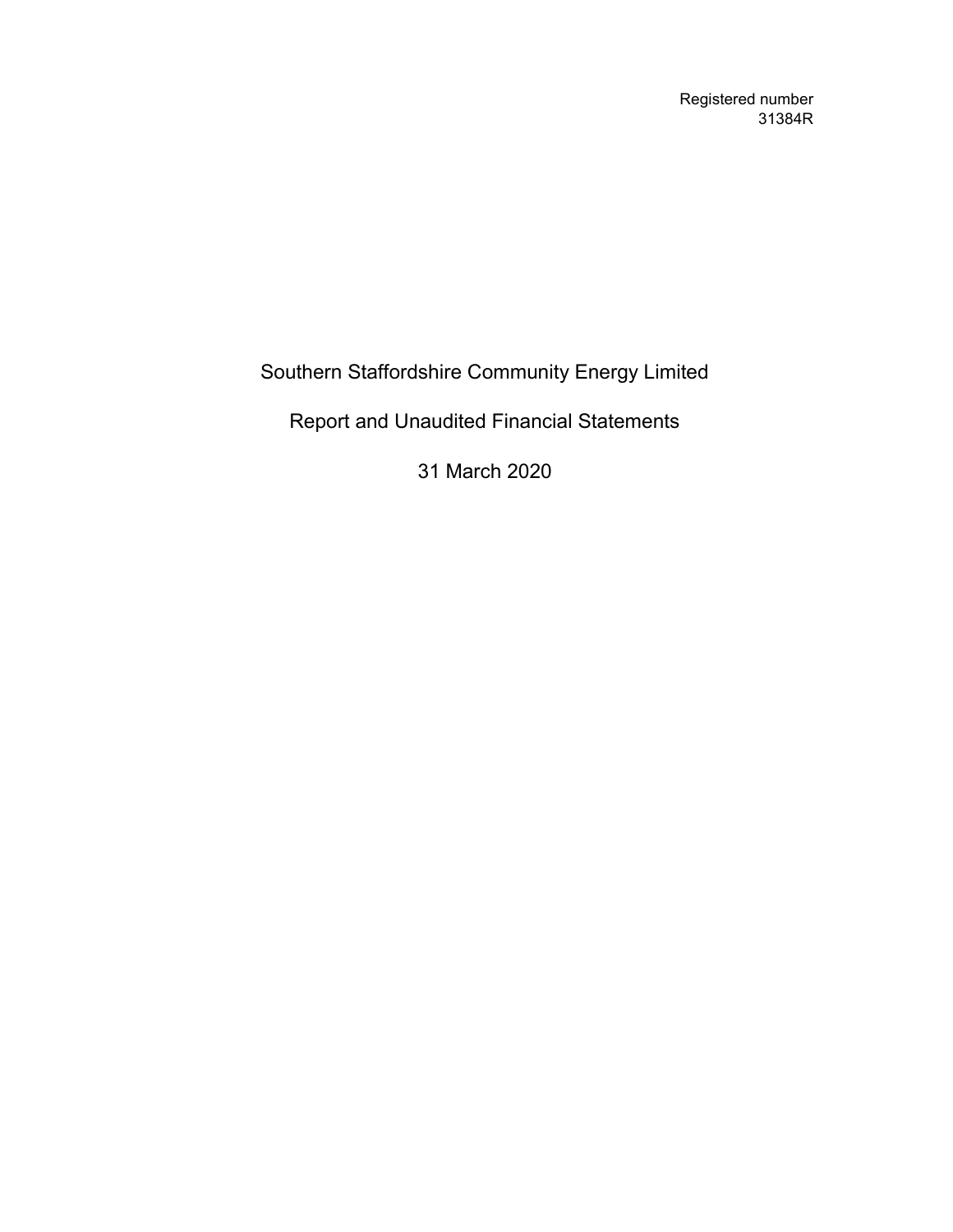Registered number
31384R

# Southern Staffordshire Community Energy Limited

## Report and Unaudited Financial Statements

## 31 March 2020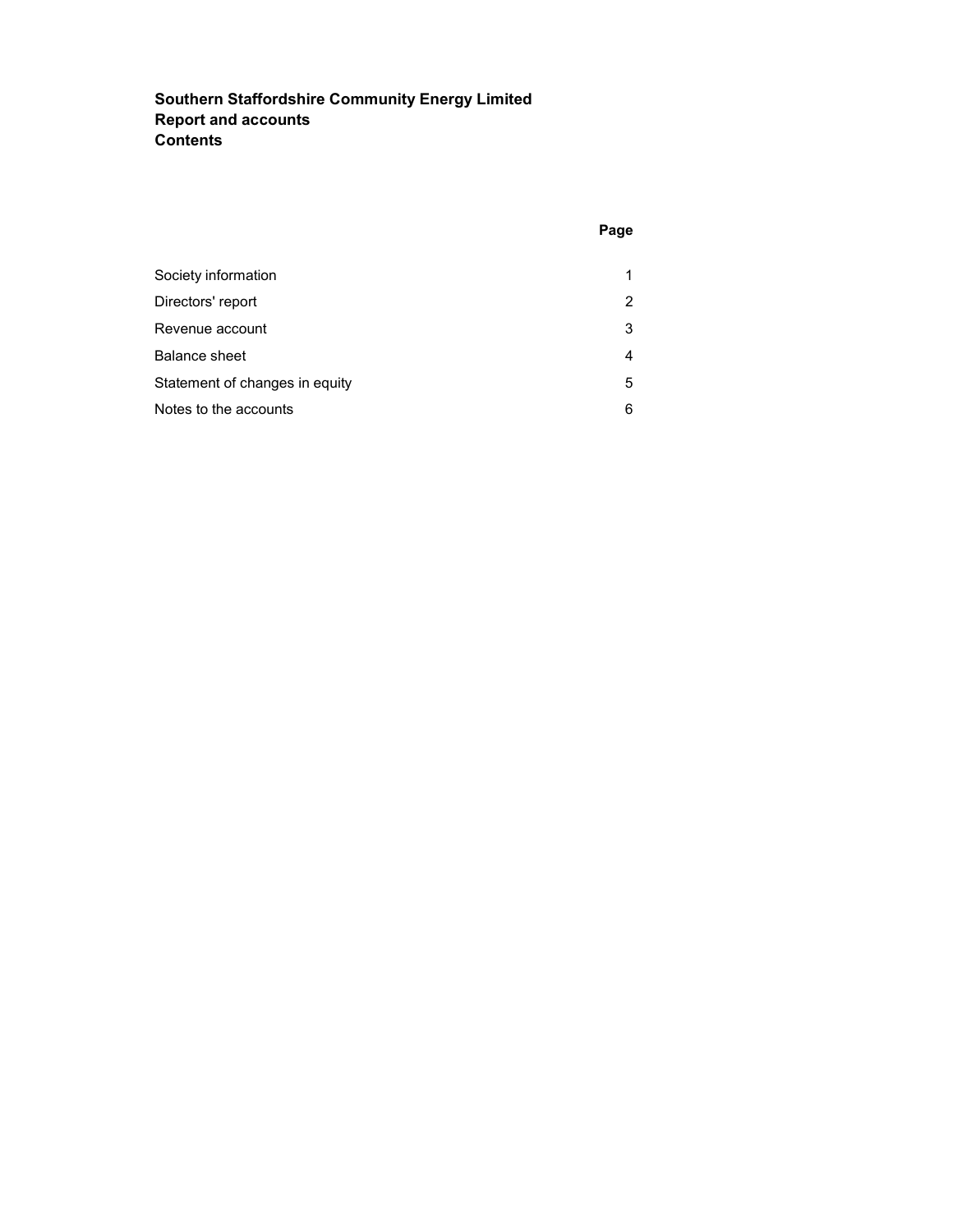**Southern Staffordshire Community Energy Limited**
**Report and accounts**
**Contents**

| | Page |
| --- | --- |
| Society information | 1 |
| Directors' report | 2 |
| Revenue account | 3 |
| Balance sheet | 4 |
| Statement of changes in equity | 5 |
| Notes to the accounts | 6 |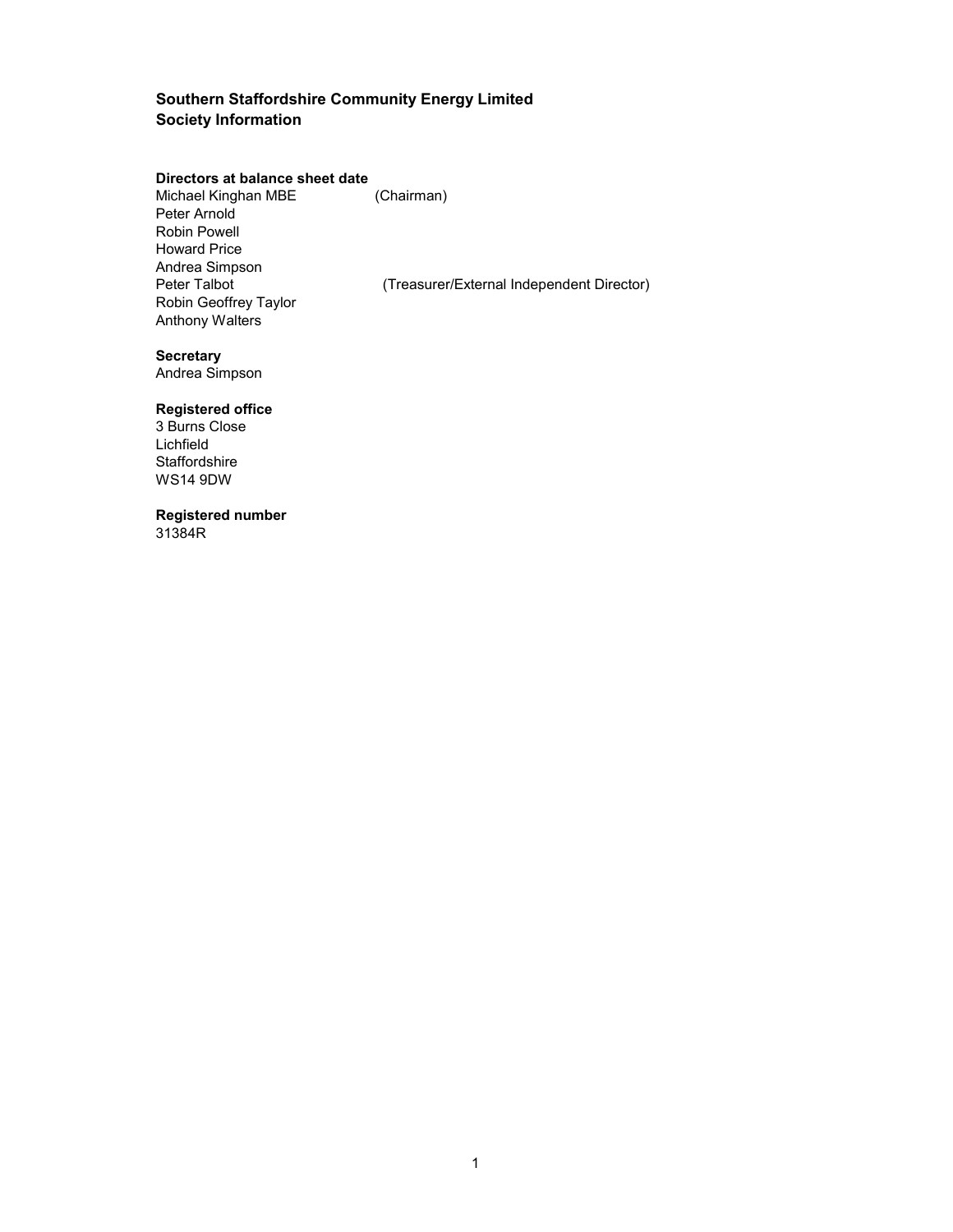# Southern Staffordshire Community Energy Limited
## Society Information

### Directors at balance sheet date

Michael Kinghan MBE (Chairman)
Peter Arnold
Robin Powell
Howard Price
Andrea Simpson
Peter Talbot (Treasurer/External Independent Director)
Robin Geoffrey Taylor
Anthony Walters

### Secretary

Andrea Simpson

### Registered office

3 Burns Close
Lichfield
Staffordshire
WS14 9DW

### Registered number

31384R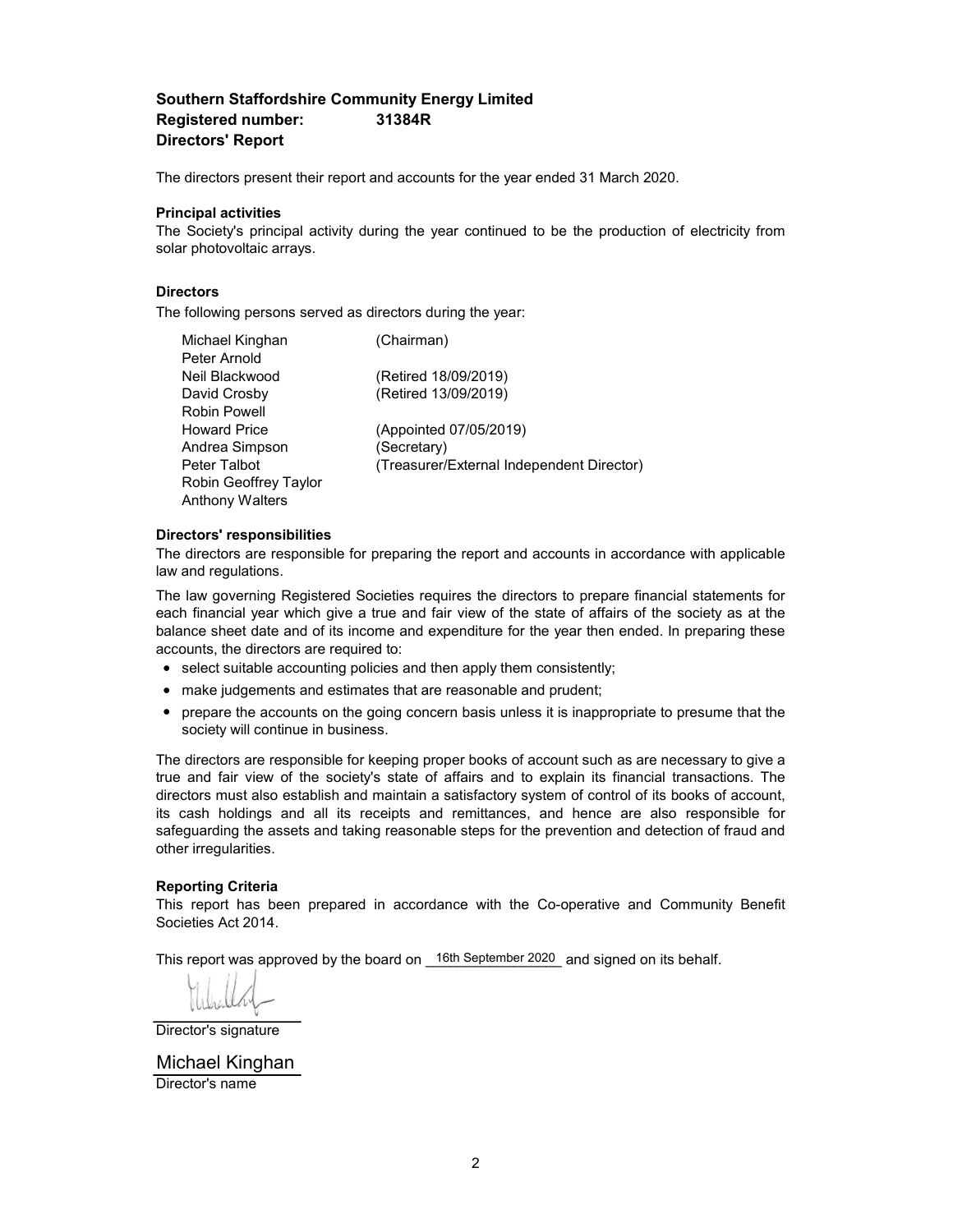**Southern Staffordshire Community Energy Limited**
**Registered number: 31384R**
**Directors' Report**

The directors present their report and accounts for the year ended 31 March 2020.

**Principal activities**
The Society's principal activity during the year continued to be the production of electricity from solar photovoltaic arrays.

**Directors**
The following persons served as directors during the year:

| | |
|---|---|
| Michael Kinghan | (Chairman) |
| Peter Arnold | |
| Neil Blackwood | (Retired 18/09/2019) |
| David Crosby | (Retired 13/09/2019) |
| Robin Powell | |
| Howard Price | (Appointed 07/05/2019) |
| Andrea Simpson | (Secretary) |
| Peter Talbot | (Treasurer/External Independent Director) |
| Robin Geoffrey Taylor | |
| Anthony Walters | |

**Directors' responsibilities**
The directors are responsible for preparing the report and accounts in accordance with applicable law and regulations.

The law governing Registered Societies requires the directors to prepare financial statements for each financial year which give a true and fair view of the state of affairs of the society as at the balance sheet date and of its income and expenditure for the year then ended. In preparing these accounts, the directors are required to:

- select suitable accounting policies and then apply them consistently;
- make judgements and estimates that are reasonable and prudent;
- prepare the accounts on the going concern basis unless it is inappropriate to presume that the society will continue in business.

The directors are responsible for keeping proper books of account such as are necessary to give a true and fair view of the society's state of affairs and to explain its financial transactions. The directors must also establish and maintain a satisfactory system of control of its books of account, its cash holdings and all its receipts and remittances, and hence are also responsible for safeguarding the assets and taking reasonable steps for the prevention and detection of fraud and other irregularities.

**Reporting Criteria**
This report has been prepared in accordance with the Co-operative and Community Benefit Societies Act 2014.

This report was approved by the board on 16th September 2020 and signed on its behalf.

Director's signature

Michael Kinghan
Director's name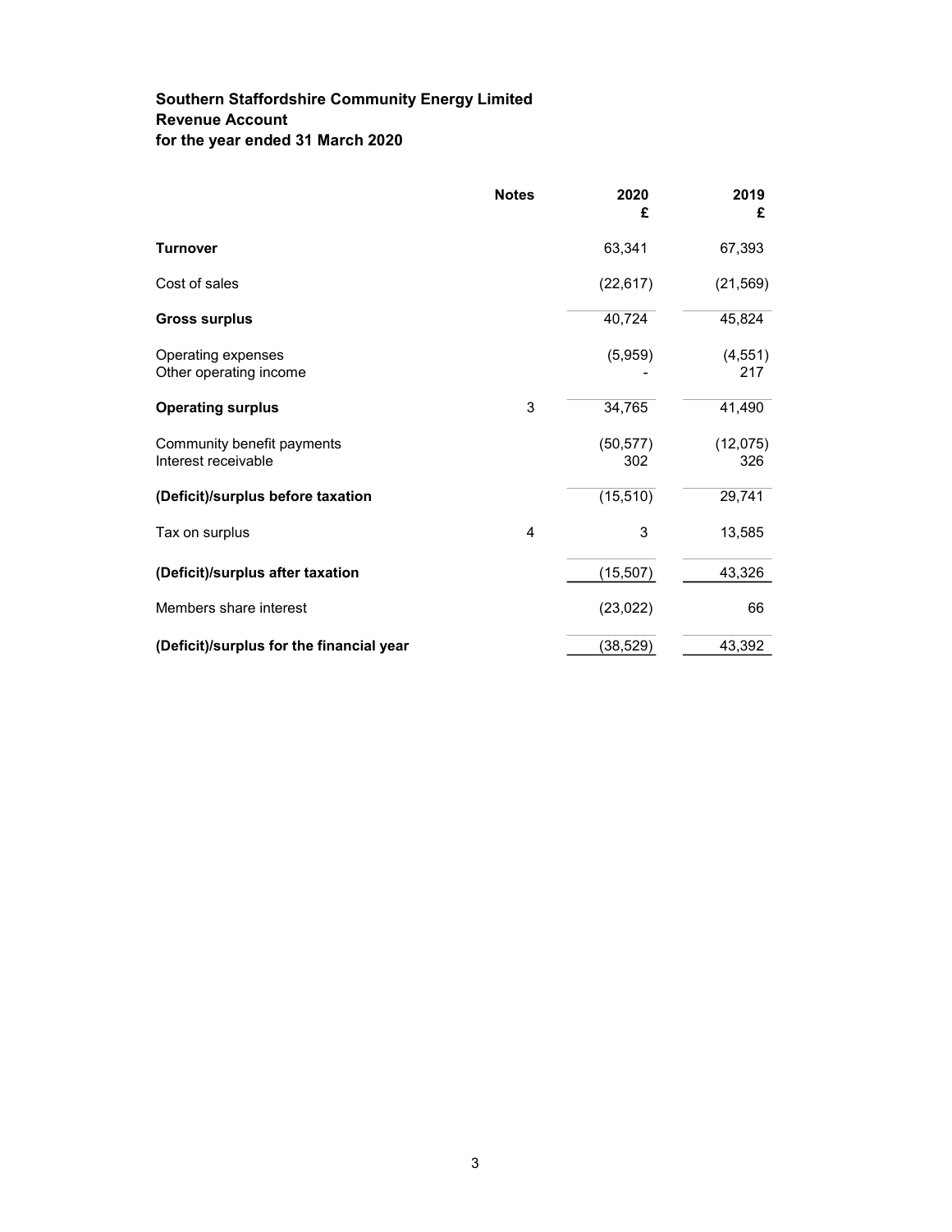**Southern Staffordshire Community Energy Limited**
**Revenue Account**
**for the year ended 31 March 2020**

| | Notes | 2020<br>£ | 2019<br>£ |
|---|---|---|---|
| **Turnover** | | 63,341 | 67,393 |
| Cost of sales | | (22,617) | (21,569) |
| **Gross surplus** | | 40,724 | 45,824 |
| Operating expenses | | (5,959) | (4,551) |
| Other operating income | | - | 217 |
| **Operating surplus** | 3 | 34,765 | 41,490 |
| Community benefit payments | | (50,577) | (12,075) |
| Interest receivable | | 302 | 326 |
| **(Deficit)/surplus before taxation** | | (15,510) | 29,741 |
| Tax on surplus | 4 | 3 | 13,585 |
| **(Deficit)/surplus after taxation** | | (15,507) | 43,326 |
| Members share interest | | (23,022) | 66 |
| **(Deficit)/surplus for the financial year** | | (38,529) | 43,392 |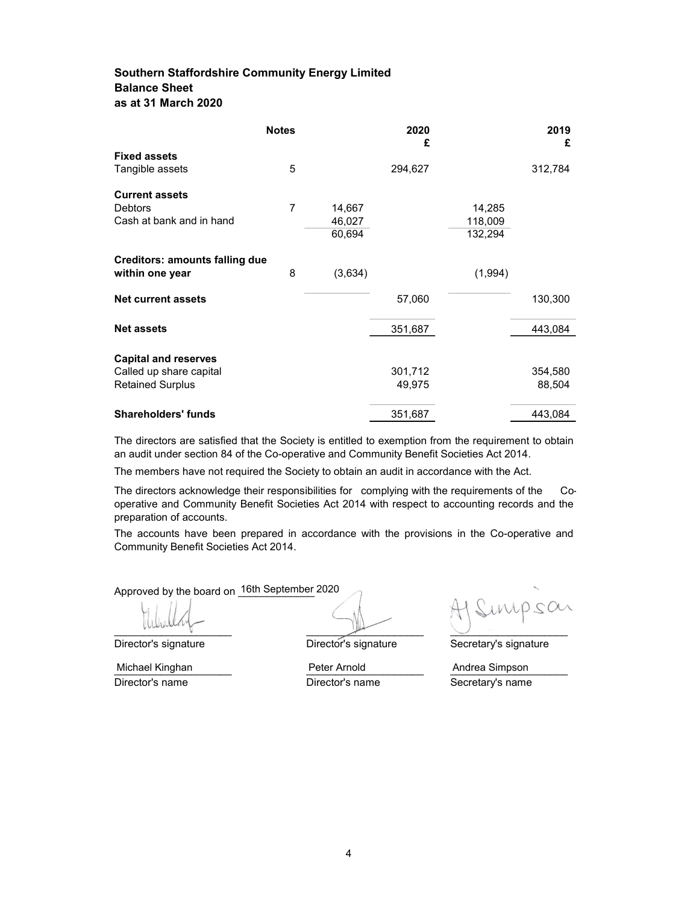**Southern Staffordshire Community Energy Limited**
**Balance Sheet**
**as at 31 March 2020**

| | Notes | | 2020 £ | | 2019 £ |
|---|---|---|---|---|---|
| **Fixed assets** | | | | | |
| Tangible assets | 5 | | 294,627 | | 312,784 |
| **Current assets** | | | | | |
| Debtors | 7 | 14,667 | | 14,285 | |
| Cash at bank and in hand | | 46,027 | | 118,009 | |
| | | 60,694 | | 132,294 | |
| **Creditors: amounts falling due within one year** | 8 | (3,634) | | (1,994) | |
| **Net current assets** | | | 57,060 | | 130,300 |
| **Net assets** | | | 351,687 | | 443,084 |
| **Capital and reserves** | | | | | |
| Called up share capital | | | 301,712 | | 354,580 |
| Retained Surplus | | | 49,975 | | 88,504 |
| **Shareholders' funds** | | | 351,687 | | 443,084 |

The directors are satisfied that the Society is entitled to exemption from the requirement to obtain an audit under section 84 of the Co-operative and Community Benefit Societies Act 2014.

The members have not required the Society to obtain an audit in accordance with the Act.

The directors acknowledge their responsibilities for complying with the requirements of the Co-operative and Community Benefit Societies Act 2014 with respect to accounting records and the preparation of accounts.

The accounts have been prepared in accordance with the provisions in the Co-operative and Community Benefit Societies Act 2014.

Approved by the board on 16th September 2020

| | | |
|---|---|---|
| Director's signature | Director's signature | Secretary's signature |
| Michael Kinghan | Peter Arnold | Andrea Simpson |
| Director's name | Director's name | Secretary's name |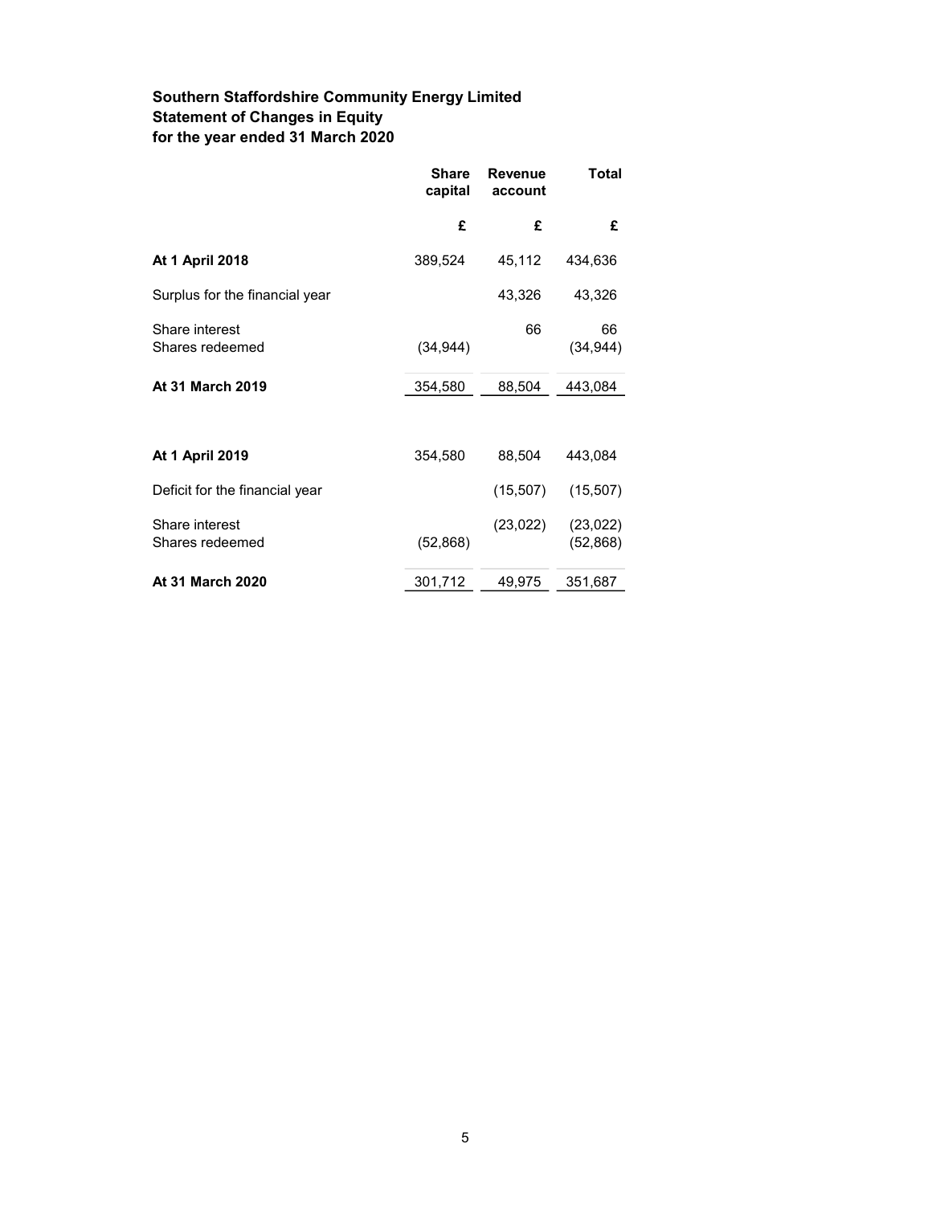**Southern Staffordshire Community Energy Limited**
**Statement of Changes in Equity**
**for the year ended 31 March 2020**

| | Share capital | Revenue account | Total |
|---|---|---|---|
| | £ | £ | £ |
| **At 1 April 2018** | 389,524 | 45,112 | 434,636 |
| Surplus for the financial year | | 43,326 | 43,326 |
| Share interest | | 66 | 66 |
| Shares redeemed | (34,944) | | (34,944) |
| **At 31 March 2019** | 354,580 | 88,504 | 443,084 |
| | | | |
| **At 1 April 2019** | 354,580 | 88,504 | 443,084 |
| Deficit for the financial year | | (15,507) | (15,507) |
| Share interest | | (23,022) | (23,022) |
| Shares redeemed | (52,868) | | (52,868) |
| **At 31 March 2020** | 301,712 | 49,975 | 351,687 |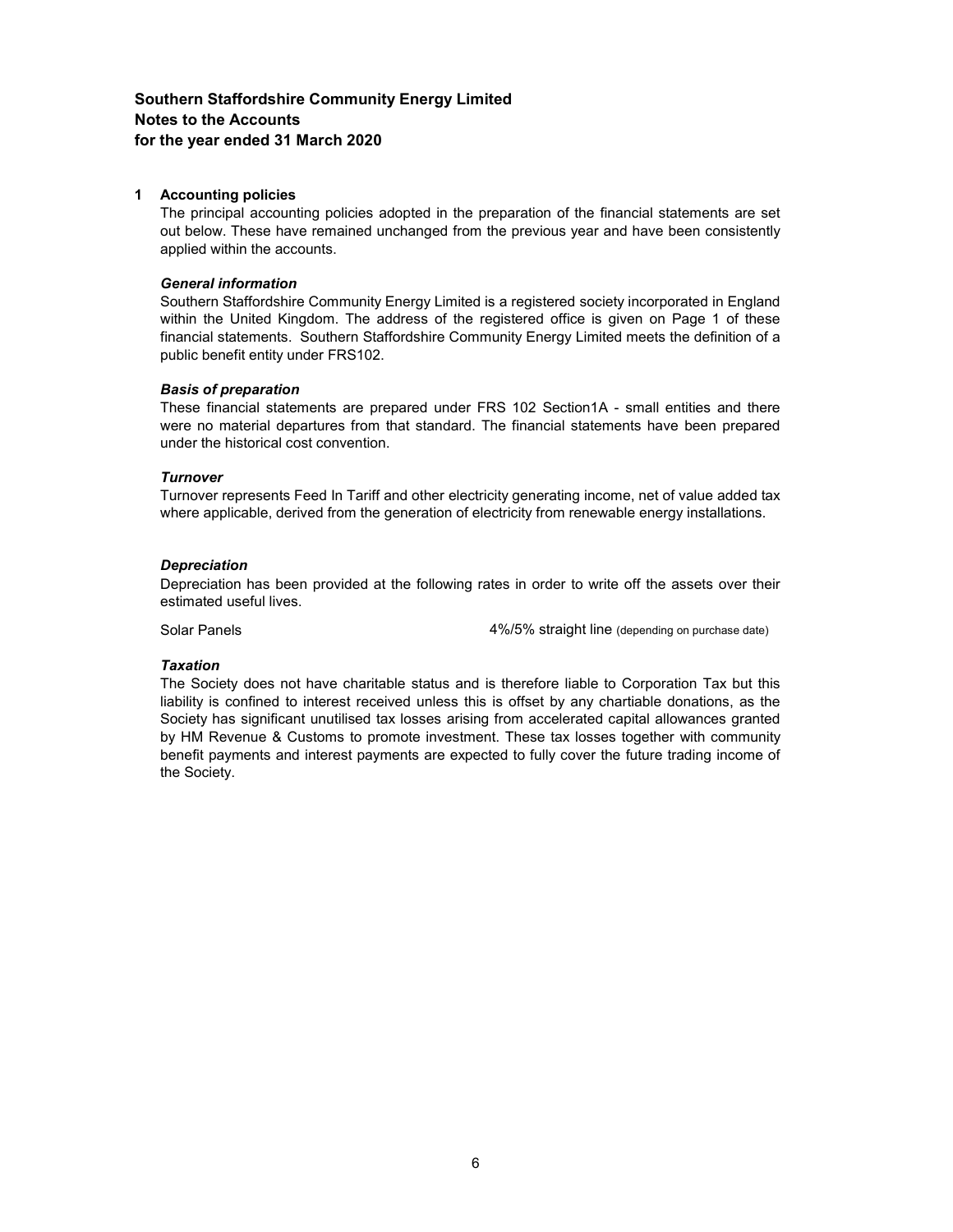**Southern Staffordshire Community Energy Limited**
**Notes to the Accounts**
**for the year ended 31 March 2020**

**1 Accounting policies**

The principal accounting policies adopted in the preparation of the financial statements are set out below. These have remained unchanged from the previous year and have been consistently applied within the accounts.

***General information***

Southern Staffordshire Community Energy Limited is a registered society incorporated in England within the United Kingdom. The address of the registered office is given on Page 1 of these financial statements. Southern Staffordshire Community Energy Limited meets the definition of a public benefit entity under FRS102.

***Basis of preparation***

These financial statements are prepared under FRS 102 Section1A - small entities and there were no material departures from that standard. The financial statements have been prepared under the historical cost convention.

***Turnover***

Turnover represents Feed In Tariff and other electricity generating income, net of value added tax where applicable, derived from the generation of electricity from renewable energy installations.

***Depreciation***

Depreciation has been provided at the following rates in order to write off the assets over their estimated useful lives.

| | |
|---|---|
| Solar Panels | 4%/5% straight line (depending on purchase date) |

***Taxation***

The Society does not have charitable status and is therefore liable to Corporation Tax but this liability is confined to interest received unless this is offset by any chartiable donations, as the Society has significant unutilised tax losses arising from accelerated capital allowances granted by HM Revenue & Customs to promote investment. These tax losses together with community benefit payments and interest payments are expected to fully cover the future trading income of the Society.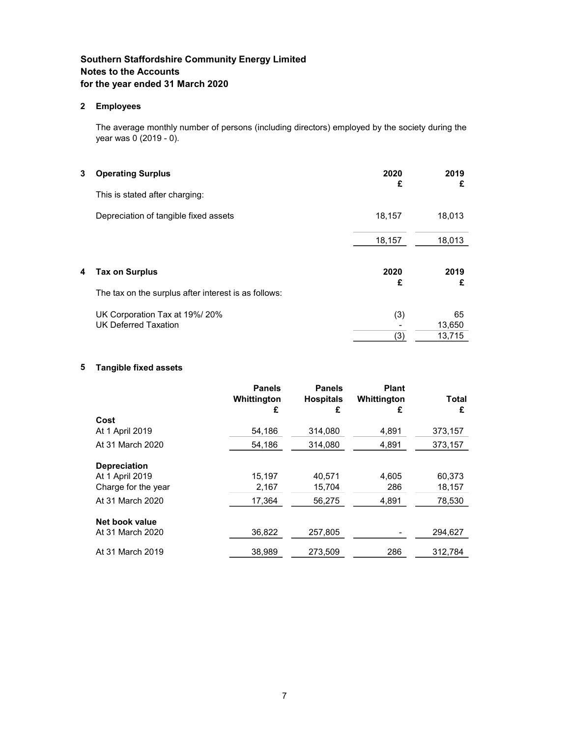**Southern Staffordshire Community Energy Limited**
**Notes to the Accounts**
**for the year ended 31 March 2020**

## 2 Employees

The average monthly number of persons (including directors) employed by the society during the year was 0 (2019 - 0).

## 3 Operating Surplus

| | 2020 £ | 2019 £ |
|---|---|---|
| This is stated after charging: | | |
| Depreciation of tangible fixed assets | 18,157 | 18,013 |
| | 18,157 | 18,013 |

## 4 Tax on Surplus

| | 2020 £ | 2019 £ |
|---|---|---|
| The tax on the surplus after interest is as follows: | | |
| UK Corporation Tax at 19%/ 20% | (3) | 65 |
| UK Deferred Taxation | - | 13,650 |
| | (3) | 13,715 |

## 5 Tangible fixed assets

| | Panels Whittington £ | Panels Hospitals £ | Plant Whittington £ | Total £ |
|---|---|---|---|---|
| **Cost** | | | | |
| At 1 April 2019 | 54,186 | 314,080 | 4,891 | 373,157 |
| At 31 March 2020 | 54,186 | 314,080 | 4,891 | 373,157 |
| **Depreciation** | | | | |
| At 1 April 2019 | 15,197 | 40,571 | 4,605 | 60,373 |
| Charge for the year | 2,167 | 15,704 | 286 | 18,157 |
| At 31 March 2020 | 17,364 | 56,275 | 4,891 | 78,530 |
| **Net book value** | | | | |
| At 31 March 2020 | 36,822 | 257,805 | - | 294,627 |
| At 31 March 2019 | 38,989 | 273,509 | 286 | 312,784 |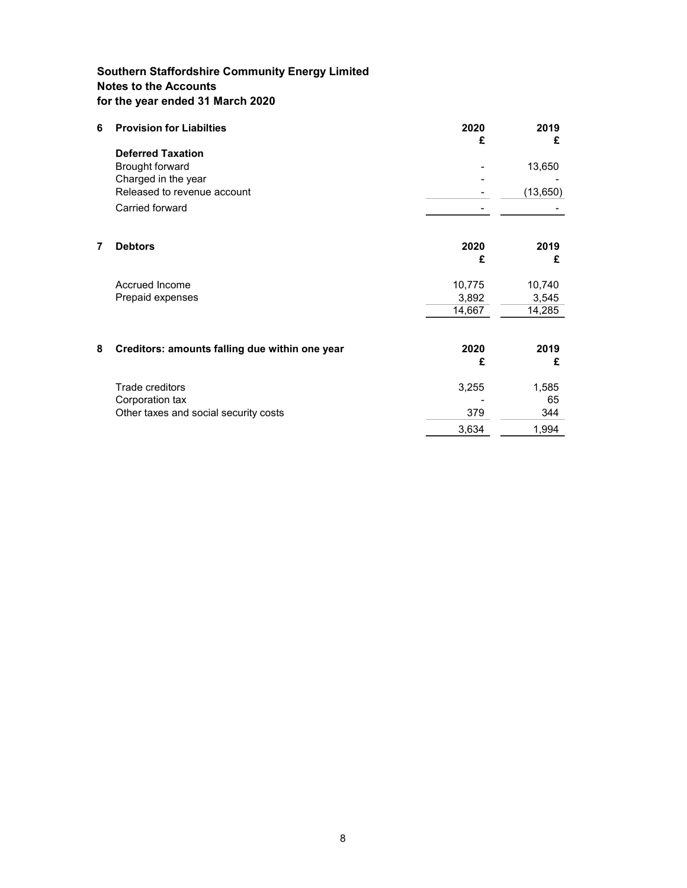**Southern Staffordshire Community Energy Limited**
**Notes to the Accounts**
**for the year ended 31 March 2020**

| 6 | **Provision for Liabilties** | **2020** | **2019** |
|---|---|---|---|
| | | **£** | **£** |
| | **Deferred Taxation** | | |
| | Brought forward | - | 13,650 |
| | Charged in the year | - | - |
| | Released to revenue account | - | (13,650) |
| | Carried forward | - | - |

| 7 | **Debtors** | **2020** | **2019** |
|---|---|---|---|
| | | **£** | **£** |
| | Accrued Income | 10,775 | 10,740 |
| | Prepaid expenses | 3,892 | 3,545 |
| | | 14,667 | 14,285 |

| 8 | **Creditors: amounts falling due within one year** | **2020** | **2019** |
|---|---|---|---|
| | | **£** | **£** |
| | Trade creditors | 3,255 | 1,585 |
| | Corporation tax | - | 65 |
| | Other taxes and social security costs | 379 | 344 |
| | | 3,634 | 1,994 |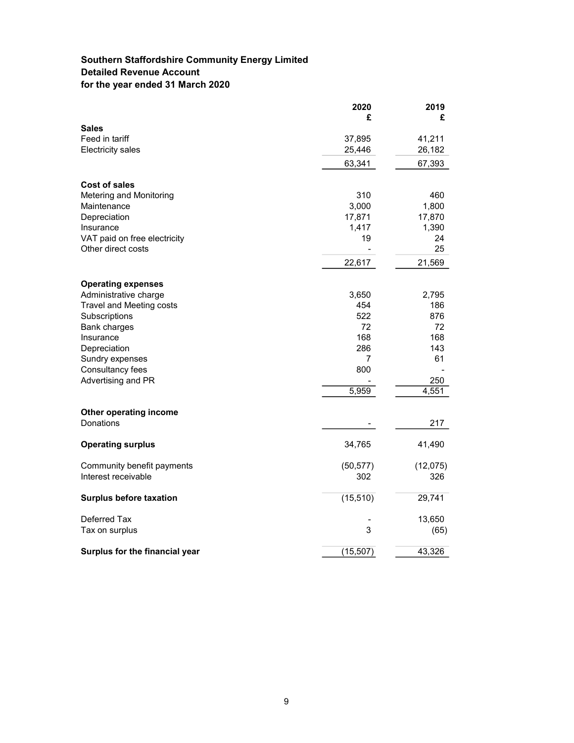**Southern Staffordshire Community Energy Limited**
**Detailed Revenue Account**
**for the year ended 31 March 2020**

| | 2020<br>£ | 2019<br>£ |
|---|---|---|
| **Sales** | | |
| Feed in tariff | 37,895 | 41,211 |
| Electricity sales | 25,446 | 26,182 |
| | 63,341 | 67,393 |
| **Cost of sales** | | |
| Metering and Monitoring | 310 | 460 |
| Maintenance | 3,000 | 1,800 |
| Depreciation | 17,871 | 17,870 |
| Insurance | 1,417 | 1,390 |
| VAT paid on free electricity | 19 | 24 |
| Other direct costs | - | 25 |
| | 22,617 | 21,569 |
| **Operating expenses** | | |
| Administrative charge | 3,650 | 2,795 |
| Travel and Meeting costs | 454 | 186 |
| Subscriptions | 522 | 876 |
| Bank charges | 72 | 72 |
| Insurance | 168 | 168 |
| Depreciation | 286 | 143 |
| Sundry expenses | 7 | 61 |
| Consultancy fees | 800 | - |
| Advertising and PR | - | 250 |
| | 5,959 | 4,551 |
| **Other operating income** | | |
| Donations | - | 217 |
| **Operating surplus** | 34,765 | 41,490 |
| Community benefit payments | (50,577) | (12,075) |
| Interest receivable | 302 | 326 |
| **Surplus before taxation** | (15,510) | 29,741 |
| Deferred Tax | - | 13,650 |
| Tax on surplus | 3 | (65) |
| **Surplus for the financial year** | (15,507) | 43,326 |